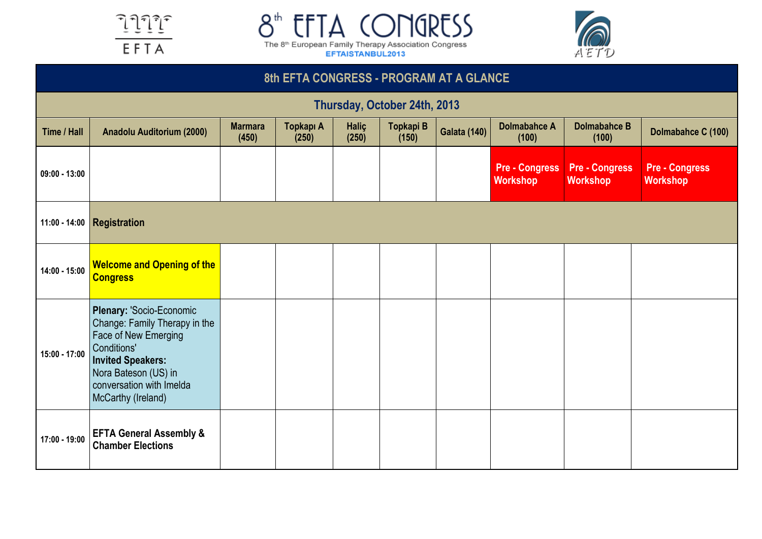# 8th EFTA CONGRESS

The 8th European Family Therapy Association Congress

EFTAISTANBUL2013

## 8th EFTA CONGRESS - PROGRAM AT A GLANCE

### Thursday, October 24th, 2013

| Time / Hall | Anadolu Auditorium (2000) | Marmara (450) | Topkapı A (250) | Haliç (250) | Topkapi B (150) | Galata (140) | Dolmabahce A (100) | Dolmabahce B (100) | Dolmabahce C (100) |
|---|---|---|---|---|---|---|---|---|---|
| 09:00 - 13:00 | | | | | | | Pre - Congress Workshop | Pre - Congress Workshop | Pre - Congress Workshop |
| 11:00 - 14:00 | Registration | | | | | | | | |
| 14:00 - 15:00 | Welcome and Opening of the Congress | | | | | | | | |
| 15:00 - 17:00 | **Plenary:** 'Socio-Economic Change: Family Therapy in the Face of New Emerging Conditions' **Invited Speakers:** Nora Bateson (US) in conversation with Imelda McCarthy (Ireland) | | | | | | | | |
| 17:00 - 19:00 | EFTA General Assembly & Chamber Elections | | | | | | | | |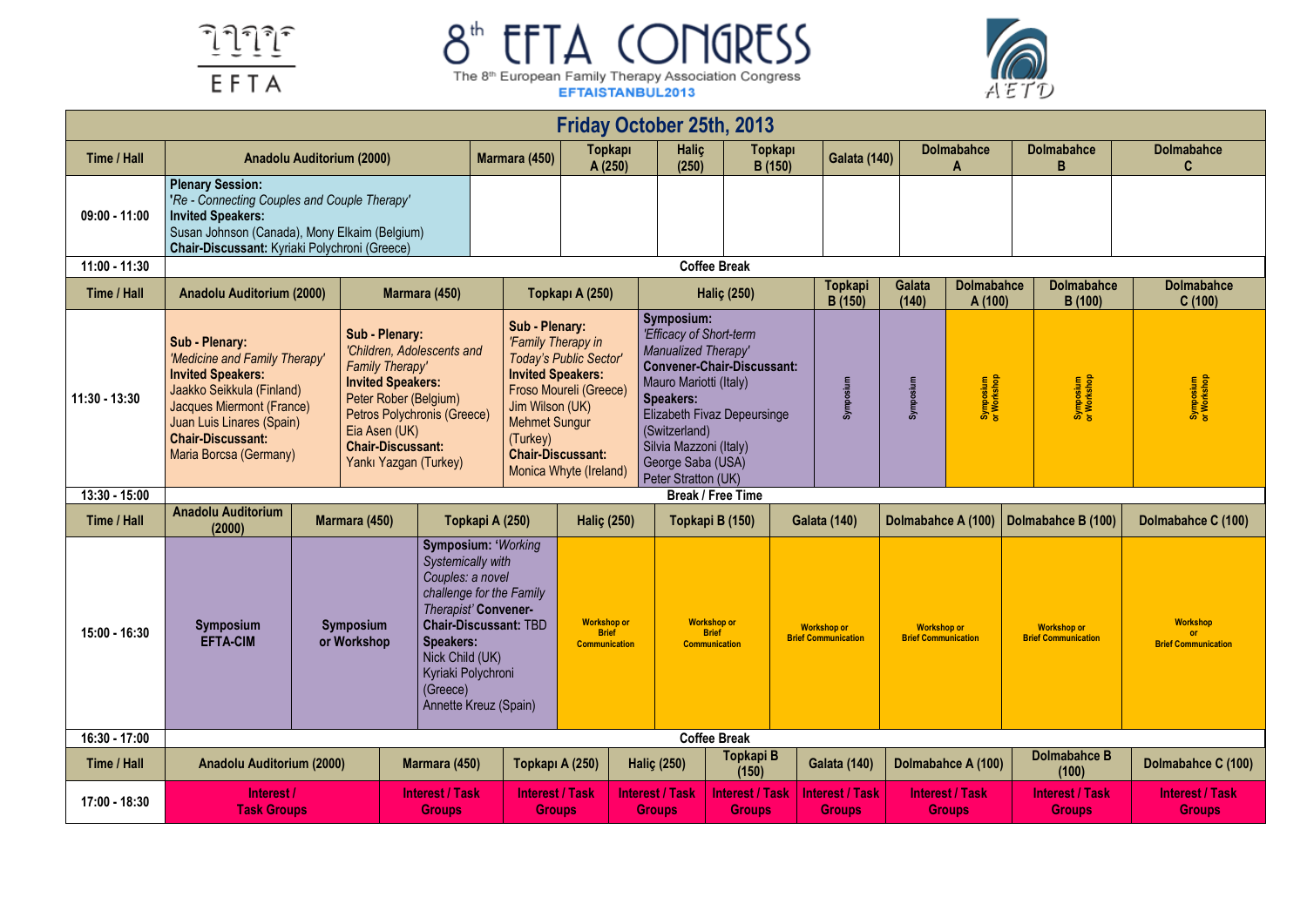# 8th EFTA CONGRESS

The 8th European Family Therapy Association Congress

EFTAISTANBUL2013

## Friday October 25th, 2013

| Time / Hall | Anadolu Auditorium (2000) | Marmara (450) | Topkapı A (250) | Haliç (250) | Topkapı B (150) | Galata (140) | Dolmabahce A | Dolmabahce B | Dolmabahce C |
|---|---|---|---|---|---|---|---|---|---|
| 09:00 - 11:00 | **Plenary Session:** *'Re - Connecting Couples and Couple Therapy'* **Invited Speakers:** Susan Johnson (Canada), Mony Elkaim (Belgium) **Chair-Discussant:** Kyriaki Polychroni (Greece) | | | | | | | | |
| 11:00 - 11:30 | Coffee Break | | | | | | | | |

| Time / Hall | Anadolu Auditorium (2000) | Marmara (450) | Topkapı A (250) | Haliç (250) | Topkapi B (150) | Galata (140) | Dolmabahce A (100) | Dolmabahce B (100) | Dolmabahce C (100) |
|---|---|---|---|---|---|---|---|---|---|
| 11:30 - 13:30 | **Sub - Plenary:** *'Medicine and Family Therapy'* **Invited Speakers:** Jaakko Seikkula (Finland) Jacques Miermont (France) Juan Luis Linares (Spain) **Chair-Discussant:** Maria Borcsa (Germany) | **Sub - Plenary:** *'Children, Adolescents and Family Therapy'* **Invited Speakers:** Peter Rober (Belgium) Petros Polychronis (Greece) Eia Asen (UK) **Chair-Discussant:** Yankı Yazgan (Turkey) | **Sub - Plenary:** *'Family Therapy in Today's Public Sector'* **Invited Speakers:** Froso Moureli (Greece) Jim Wilson (UK) Mehmet Sungur (Turkey) **Chair-Discussant:** Monica Whyte (Ireland) | **Symposium:** *'Efficacy of Short-term Manualized Therapy'* **Convener-Chair-Discussant:** Mauro Mariotti (Italy) **Speakers:** Elizabeth Fivaz Depeursinge (Switzerland) Silvia Mazzoni (Italy) George Saba (USA) Peter Stratton (UK) | Symposium | Symposium | Symposium or Workshop | Symposium or Workshop | Symposium or Workshop |
| 13:30 - 15:00 | Break / Free Time | | | | | | | | |

| Time / Hall | Anadolu Auditorium (2000) | Marmara (450) | Topkapi A (250) | Haliç (250) | Topkapi B (150) | Galata (140) | Dolmabahce A (100) | Dolmabahce B (100) | Dolmabahce C (100) |
|---|---|---|---|---|---|---|---|---|---|
| 15:00 - 16:30 | Symposium EFTA-CIM | Symposium or Workshop | **Symposium:** *'Working Systemically with Couples: a novel challenge for the Family Therapist'* **Convener-Chair-Discussant:** TBD **Speakers:** Nick Child (UK) Kyriaki Polychroni (Greece) Annette Kreuz (Spain) | Workshop or Brief Communication | Workshop or Brief Communication | Workshop or Brief Communication | Workshop or Brief Communication | Workshop or Brief Communication | Workshop or Brief Communication |
| 16:30 - 17:00 | Coffee Break | | | | | | | | |

| Time / Hall | Anadolu Auditorium (2000) | Marmara (450) | Topkapı A (250) | Haliç (250) | Topkapi B (150) | Galata (140) | Dolmabahce A (100) | Dolmabahce B (100) | Dolmabahce C (100) |
|---|---|---|---|---|---|---|---|---|---|
| 17:00 - 18:30 | Interest / Task Groups | Interest / Task Groups | Interest / Task Groups | Interest / Task Groups | Interest / Task Groups | Interest / Task Groups | Interest / Task Groups | Interest / Task Groups | Interest / Task Groups |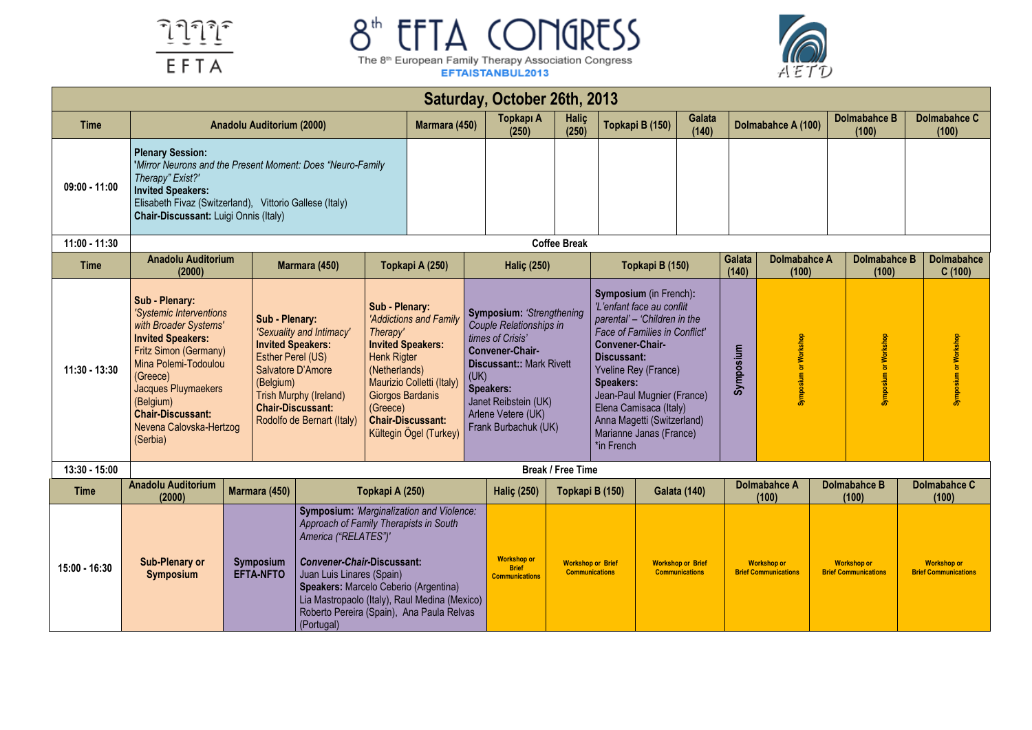# 8th EFTA CONGRESS

The 8th European Family Therapy Association Congress

EFTAISTANBUL2013

## Saturday, October 26th, 2013

| Time | Anadolu Auditorium (2000) | Marmara (450) | Topkapı A (250) | Haliç (250) | Topkapi B (150) | Galata (140) | Dolmabahce A (100) | Dolmabahce B (100) | Dolmabahce C (100) |
|---|---|---|---|---|---|---|---|---|---|
| 09:00 - 11:00 | **Plenary Session:** *'Mirror Neurons and the Present Moment: Does "Neuro-Family Therapy" Exist?'* **Invited Speakers:** Elisabeth Fivaz (Switzerland), Vittorio Gallese (Italy) **Chair-Discussant:** Luigi Onnis (Italy) | | | | | | | | |
| 11:00 - 11:30 | Coffee Break | | | | | | | | |

| Time | Anadolu Auditorium (2000) | Marmara (450) | Topkapi A (250) | Haliç (250) | Topkapi B (150) | Galata (140) | Dolmabahce A (100) | Dolmabahce B (100) | Dolmabahce C (100) |
|---|---|---|---|---|---|---|---|---|---|
| 11:30 - 13:30 | **Sub - Plenary:** *'Systemic Interventions with Broader Systems'* **Invited Speakers:** Fritz Simon (Germany) Mina Polemi-Todoulou (Greece) Jacques Pluymaekers (Belgium) **Chair-Discussant:** Nevena Calovska-Hertzog (Serbia) | **Sub - Plenary:** *'Sexuality and Intimacy'* **Invited Speakers:** Esther Perel (US) Salvatore D'Amore (Belgium) Trish Murphy (Ireland) **Chair-Discussant:** Rodolfo de Bernart (Italy) | **Sub - Plenary:** *'Addictions and Family Therapy'* **Invited Speakers:** Henk Rigter (Netherlands) Maurizio Colletti (Italy) Giorgos Bardanis (Greece) **Chair-Discussant:** Kültegin Ögel (Turkey) | **Symposium:** *'Strengthening Couple Relationships in times of Crisis'* **Convener-Chair-Discussant::** Mark Rivett (UK) **Speakers:** Janet Reibstein (UK) Arlene Vetere (UK) Frank Burbachuk (UK) | **Symposium** (in French): *'L'enfant face au conflit parental' – 'Children in the Face of Families in Conflict'* **Convener-Chair-Discussant:** Yveline Rey (France) **Speakers:** Jean-Paul Mugnier (France) Elena Camisaca (Italy) Anna Magetti (Switzerland) Marianne Janas (France) *in French | Symposium | Symposium or Workshop | Symposium or Workshop | Symposium or Workshop |
| 13:30 - 15:00 | Break / Free Time | | | | | | | | |

| Time | Anadolu Auditorium (2000) | Marmara (450) | Topkapi A (250) | Haliç (250) | Topkapi B (150) | Galata (140) | Dolmabahce A (100) | Dolmabahce B (100) | Dolmabahce C (100) |
|---|---|---|---|---|---|---|---|---|---|
| 15:00 - 16:30 | **Sub-Plenary or Symposium** | **Symposium EFTA-NFTO** | **Symposium:** *'Marginalization and Violence: Approach of Family Therapists in South America ("RELATES")'* ***Convener-Chair*-Discussant:** Juan Luis Linares (Spain) **Speakers:** Marcelo Ceberio (Argentina) Lia Mastropaolo (Italy), Raul Medina (Mexico) Roberto Pereira (Spain), Ana Paula Relvas (Portugal) | Workshop or Brief Communications | Workshop or Brief Communications | Workshop or Brief Communications | Workshop or Brief Communications | Workshop or Brief Communications | Workshop or Brief Communications |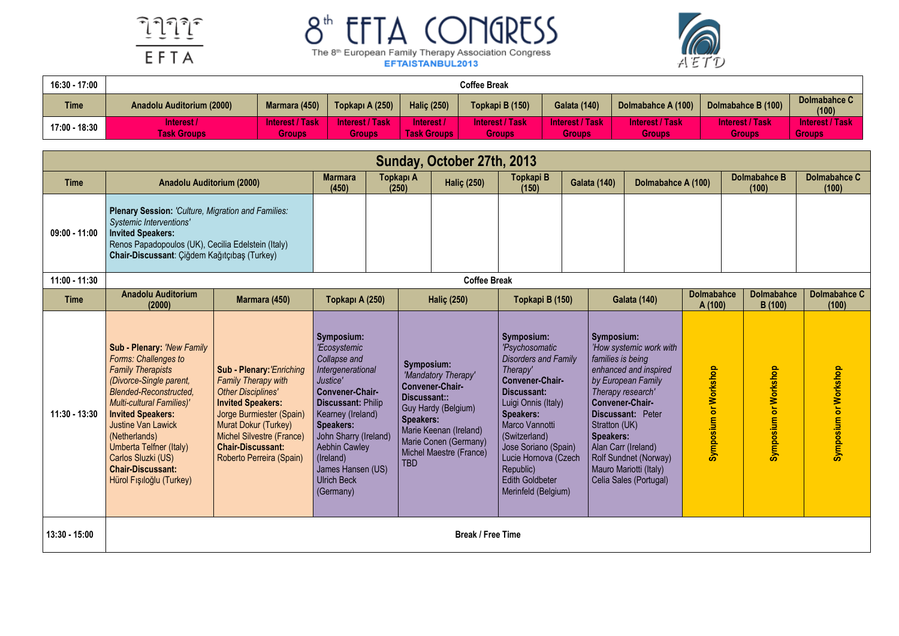# 8th EFTA CONGRESS

The 8th European Family Therapy Association Congress

EFTAISTANBUL2013

| 16:30 - 17:00 | Coffee Break | | | | | | | | |
|---|---|---|---|---|---|---|---|---|---|
| **Time** | **Anadolu Auditorium (2000)** | **Marmara (450)** | **Topkapı A (250)** | **Haliç (250)** | **Topkapi B (150)** | **Galata (140)** | **Dolmabahce A (100)** | **Dolmabahce B (100)** | **Dolmabahce C (100)** |
| 17:00 - 18:30 | Interest / Task Groups | Interest / Task Groups | Interest / Task Groups | Interest / Task Groups | Interest / Task Groups | Interest / Task Groups | Interest / Task Groups | Interest / Task Groups | Interest / Task Groups |

## Sunday, October 27th, 2013

| Time | Anadolu Auditorium (2000) | Marmara (450) | Topkapı A (250) | Haliç (250) | Topkapi B (150) | Galata (140) | Dolmabahce A (100) | Dolmabahce B (100) | Dolmabahce C (100) |
|---|---|---|---|---|---|---|---|---|---|
| 09:00 - 11:00 | **Plenary Session:** *'Culture, Migration and Families: Systemic Interventions'* **Invited Speakers:** Renos Papadopoulos (UK), Cecilia Edelstein (Italy) **Chair-Discussant**: Çiğdem Kağıtçıbaş (Turkey) | | | | | | | | |
| 11:00 - 11:30 | Coffee Break | | | | | | | | |
| **Time** | **Anadolu Auditorium (2000)** | **Marmara (450)** | **Topkapı A (250)** | **Haliç (250)** | **Topkapi B (150)** | **Galata (140)** | **Dolmabahce A (100)** | **Dolmabahce B (100)** | **Dolmabahce C (100)** |
| 11:30 - 13:30 | **Sub - Plenary:** *'New Family Forms: Challenges to Family Therapists (Divorce-Single parent, Blended-Reconstructed, Multi-cultural Families)'* **Invited Speakers:** Justine Van Lawick (Netherlands) Umberta Telfner (Italy) Carlos Sluzki (US) **Chair-Discussant:** Hürol Fışıloğlu (Turkey) | **Sub - Plenary:** *'Enriching Family Therapy with Other Disciplines'* **Invited Speakers:** Jorge Burmiester (Spain) Murat Dokur (Turkey) Michel Silvestre (France) **Chair-Discussant:** Roberto Perreira (Spain) | **Symposium:** *'Ecosystemic Collapse and Intergenerational Justice'* **Convener-Chair-Discussant:** Philip Kearney (Ireland) **Speakers:** John Sharry (Ireland) Aebhin Cawley (Ireland) James Hansen (US) Ulrich Beck (Germany) | **Symposium:** *'Mandatory Therapy'* **Convener-Chair-Discussant::** Guy Hardy (Belgium) **Speakers:** Marie Keenan (Ireland) Marie Conen (Germany) Michel Maestre (France) TBD | **Symposium:** *'Psychosomatic Disorders and Family Therapy'* **Convener-Chair-Discussant:** Luigi Onnis (Italy) **Speakers:** Marco Vannotti (Switzerland) Jose Soriano (Spain) Lucie Hornova (Czech Republic) Edith Goldbeter Merinfeld (Belgium) | **Symposium:** *'How systemic work with families is being enhanced and inspired by European Family Therapy research'* **Convener-Chair-Discussant:** Peter Stratton (UK) **Speakers:** Alan Carr (Ireland) Rolf Sundnet (Norway) Mauro Mariotti (Italy) Celia Sales (Portugal) | Symposium or Workshop | Symposium or Workshop | Symposium or Workshop |
| 13:30 - 15:00 | Break / Free Time | | | | | | | | |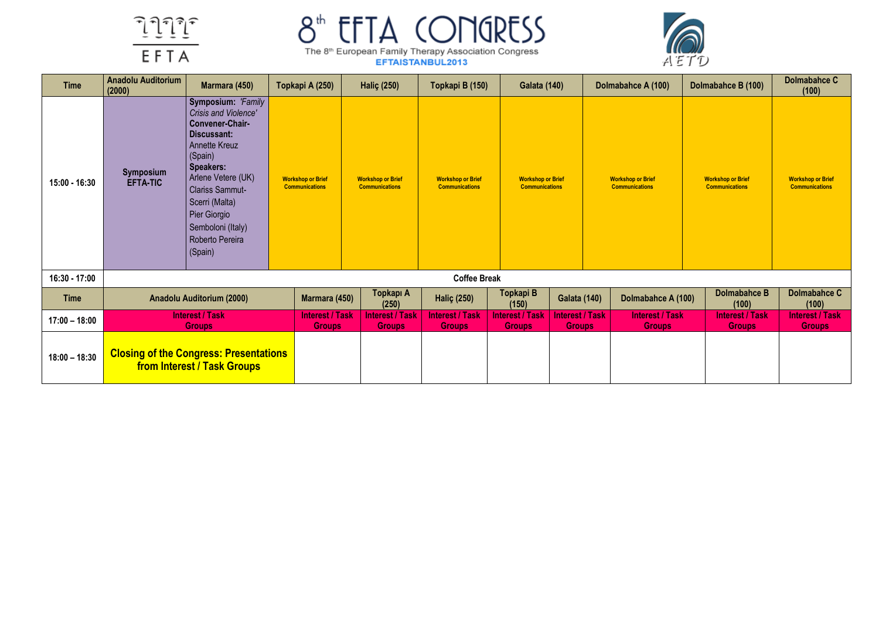# 8th EFTA CONGRESS

The 8th European Family Therapy Association Congress

EFTAISTANBUL2013

| Time | Anadolu Auditorium (2000) | Marmara (450) | Topkapi A (250) | Haliç (250) | Topkapi B (150) | Galata (140) | Dolmabahce A (100) | Dolmabahce B (100) | Dolmabahce C (100) |
|---|---|---|---|---|---|---|---|---|---|
| 15:00 - 16:30 | **Symposium EFTA-TIC** | **Symposium:** *'Family Crisis and Violence'* **Convener-Chair-Discussant:** Annette Kreuz (Spain) **Speakers:** Arlene Vetere (UK) Clariss Sammut-Scerri (Malta) Pier Giorgio Semboloni (Italy) Roberto Pereira (Spain) | Workshop or Brief Communications | Workshop or Brief Communications | Workshop or Brief Communications | Workshop or Brief Communications | Workshop or Brief Communications | Workshop or Brief Communications | Workshop or Brief Communications |
| 16:30 - 17:00 | Coffee Break | | | | | | | | |

| Time | Anadolu Auditorium (2000) | Marmara (450) | Topkapı A (250) | Haliç (250) | Topkapi B (150) | Galata (140) | Dolmabahce A (100) | Dolmabahce B (100) | Dolmabahce C (100) |
|---|---|---|---|---|---|---|---|---|---|
| 17:00 – 18:00 | Interest / Task Groups | Interest / Task Groups | Interest / Task Groups | Interest / Task Groups | Interest / Task Groups | Interest / Task Groups | Interest / Task Groups | Interest / Task Groups | Interest / Task Groups |
| 18:00 – 18:30 | **Closing of the Congress: Presentations from Interest / Task Groups** | | | | | | | | |